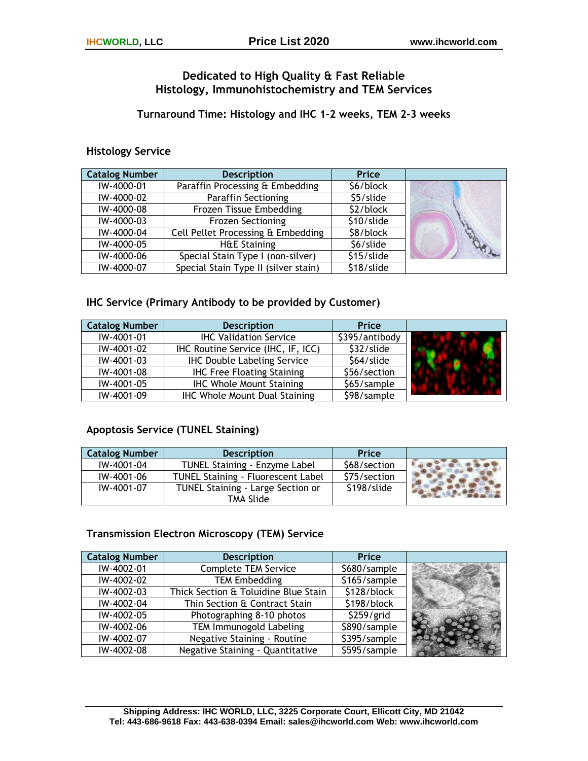# Dedicated to High Quality & Fast Reliable Histology, Immunohistochemistry and TEM Services

### Turnaround Time: Histology and IHC 1-2 weeks, TEM 2-3 weeks

## Histology Service

| Catalog Number | Description | Price |
|---|---|---|
| IW-4000-01 | Paraffin Processing & Embedding | $6/block |
| IW-4000-02 | Paraffin Sectioning | $5/slide |
| IW-4000-08 | Frozen Tissue Embedding | $2/block |
| IW-4000-03 | Frozen Sectioning | $10/slide |
| IW-4000-04 | Cell Pellet Processing & Embedding | $8/block |
| IW-4000-05 | H&E Staining | $6/slide |
| IW-4000-06 | Special Stain Type I (non-silver) | $15/slide |
| IW-4000-07 | Special Stain Type II (silver stain) | $18/slide |

## IHC Service (Primary Antibody to be provided by Customer)

| Catalog Number | Description | Price |
|---|---|---|
| IW-4001-01 | IHC Validation Service | $395/antibody |
| IW-4001-02 | IHC Routine Service (IHC, IF, ICC) | $32/slide |
| IW-4001-03 | IHC Double Labeling Service | $64/slide |
| IW-4001-08 | IHC Free Floating Staining | $56/section |
| IW-4001-05 | IHC Whole Mount Staining | $65/sample |
| IW-4001-09 | IHC Whole Mount Dual Staining | $98/sample |

## Apoptosis Service (TUNEL Staining)

| Catalog Number | Description | Price |
|---|---|---|
| IW-4001-04 | TUNEL Staining - Enzyme Label | $68/section |
| IW-4001-06 | TUNEL Staining - Fluorescent Label | $75/section |
| IW-4001-07 | TUNEL Staining - Large Section or TMA Slide | $198/slide |

## Transmission Electron Microscopy (TEM) Service

| Catalog Number | Description | Price |
|---|---|---|
| IW-4002-01 | Complete TEM Service | $680/sample |
| IW-4002-02 | TEM Embedding | $165/sample |
| IW-4002-03 | Thick Section & Toluidine Blue Stain | $128/block |
| IW-4002-04 | Thin Section & Contract Stain | $198/block |
| IW-4002-05 | Photographing 8-10 photos | $259/grid |
| IW-4002-06 | TEM Immunogold Labeling | $890/sample |
| IW-4002-07 | Negative Staining - Routine | $395/sample |
| IW-4002-08 | Negative Staining - Quantitative | $595/sample |

**Shipping Address: IHC WORLD, LLC, 3225 Corporate Court, Ellicott City, MD 21042**
**Tel: 443-686-9618 Fax: 443-638-0394 Email: sales@ihcworld.com Web: www.ihcworld.com**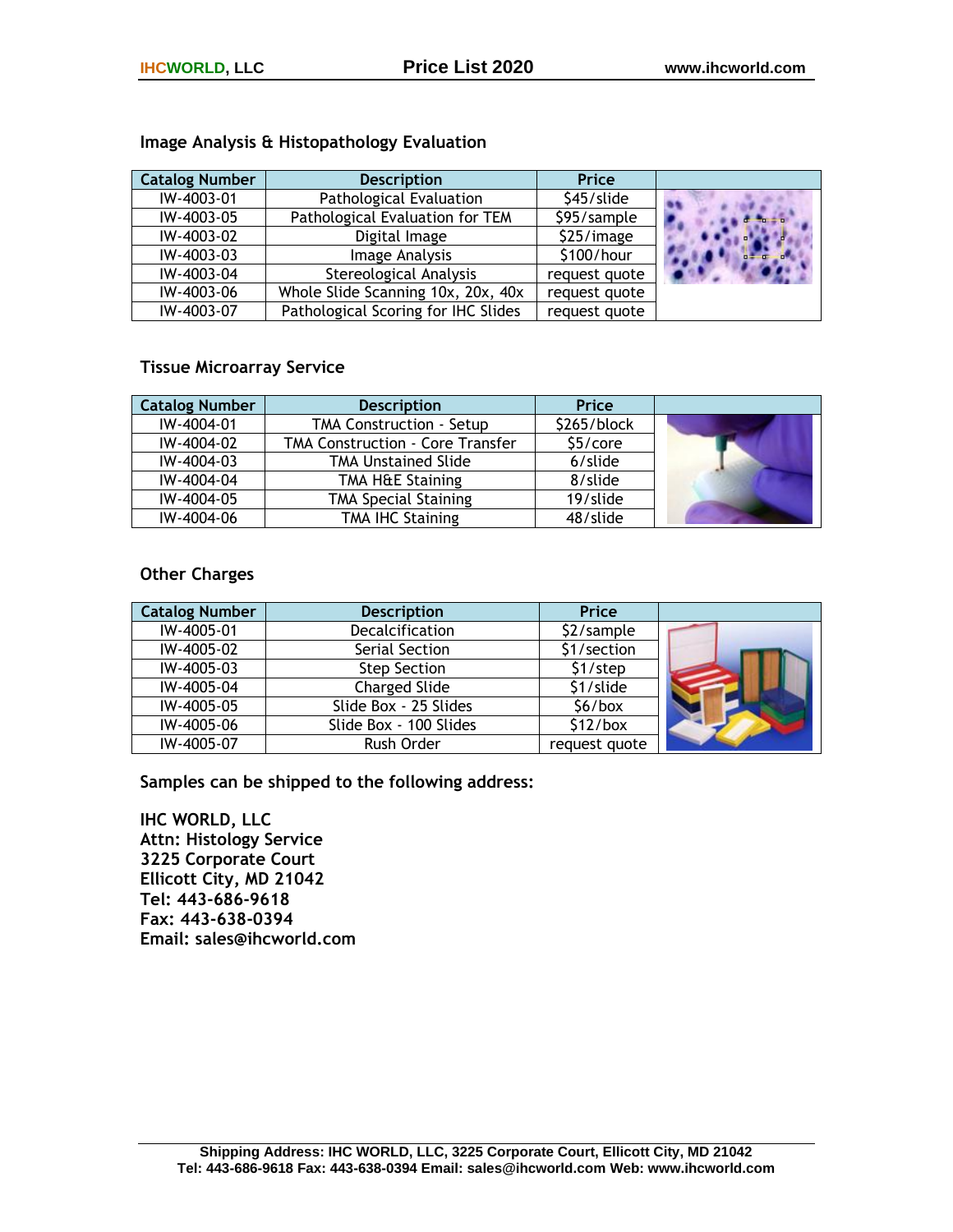## Image Analysis & Histopathology Evaluation

| Catalog Number | Description | Price |
|---|---|---|
| IW-4003-01 | Pathological Evaluation | $45/slide |
| IW-4003-05 | Pathological Evaluation for TEM | $95/sample |
| IW-4003-02 | Digital Image | $25/image |
| IW-4003-03 | Image Analysis | $100/hour |
| IW-4003-04 | Stereological Analysis | request quote |
| IW-4003-06 | Whole Slide Scanning 10x, 20x, 40x | request quote |
| IW-4003-07 | Pathological Scoring for IHC Slides | request quote |

## Tissue Microarray Service

| Catalog Number | Description | Price |
|---|---|---|
| IW-4004-01 | TMA Construction - Setup | $265/block |
| IW-4004-02 | TMA Construction - Core Transfer | $5/core |
| IW-4004-03 | TMA Unstained Slide | 6/slide |
| IW-4004-04 | TMA H&E Staining | 8/slide |
| IW-4004-05 | TMA Special Staining | 19/slide |
| IW-4004-06 | TMA IHC Staining | 48/slide |

## Other Charges

| Catalog Number | Description | Price |
|---|---|---|
| IW-4005-01 | Decalcification | $2/sample |
| IW-4005-02 | Serial Section | $1/section |
| IW-4005-03 | Step Section | $1/step |
| IW-4005-04 | Charged Slide | $1/slide |
| IW-4005-05 | Slide Box - 25 Slides | $6/box |
| IW-4005-06 | Slide Box - 100 Slides | $12/box |
| IW-4005-07 | Rush Order | request quote |

**Samples can be shipped to the following address:**

**IHC WORLD, LLC**
**Attn: Histology Service**
**3225 Corporate Court**
**Ellicott City, MD 21042**
**Tel: 443-686-9618**
**Fax: 443-638-0394**
**Email: sales@ihcworld.com**